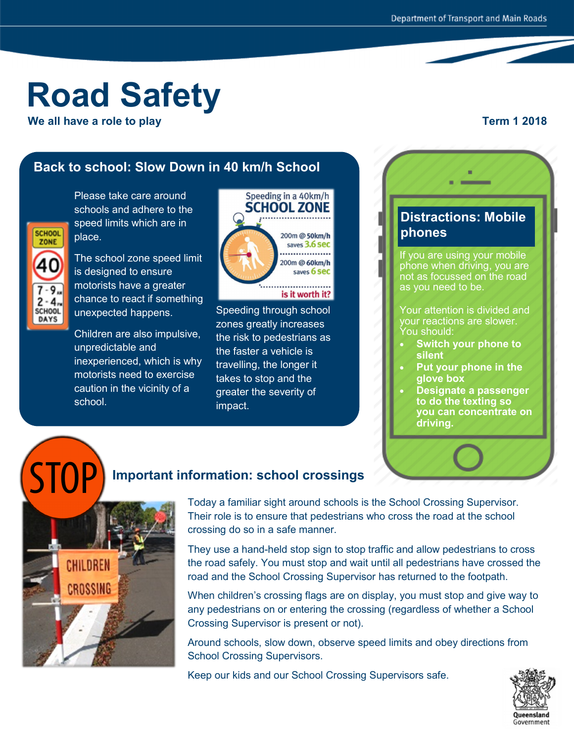Department of Transport and Main Roads

# Road Safety

**We all have a role to play**

**Term 1 2018**

## Back to school: Slow Down in 40 km/h School

Please take care around schools and adhere to the speed limits which are in place.

The school zone speed limit is designed to ensure motorists have a greater chance to react if something unexpected happens.

Children are also impulsive, unpredictable and inexperienced, which is why motorists need to exercise caution in the vicinity of a school.

Speeding through school zones greatly increases the risk to pedestrians as the faster a vehicle is travelling, the longer it takes to stop and the greater the severity of impact.

## Distractions: Mobile phones

If you are using your mobile phone when driving, you are not as focussed on the road as you need to be.

Your attention is divided and your reactions are slower. You should:

- **Switch your phone to silent**
- **Put your phone in the glove box**
- **Designate a passenger to do the texting so you can concentrate on driving.**

## Important information: school crossings

Today a familiar sight around schools is the School Crossing Supervisor. Their role is to ensure that pedestrians who cross the road at the school crossing do so in a safe manner.

They use a hand-held stop sign to stop traffic and allow pedestrians to cross the road safely. You must stop and wait until all pedestrians have crossed the road and the School Crossing Supervisor has returned to the footpath.

When children's crossing flags are on display, you must stop and give way to any pedestrians on or entering the crossing (regardless of whether a School Crossing Supervisor is present or not).

Around schools, slow down, observe speed limits and obey directions from School Crossing Supervisors.

Keep our kids and our School Crossing Supervisors safe.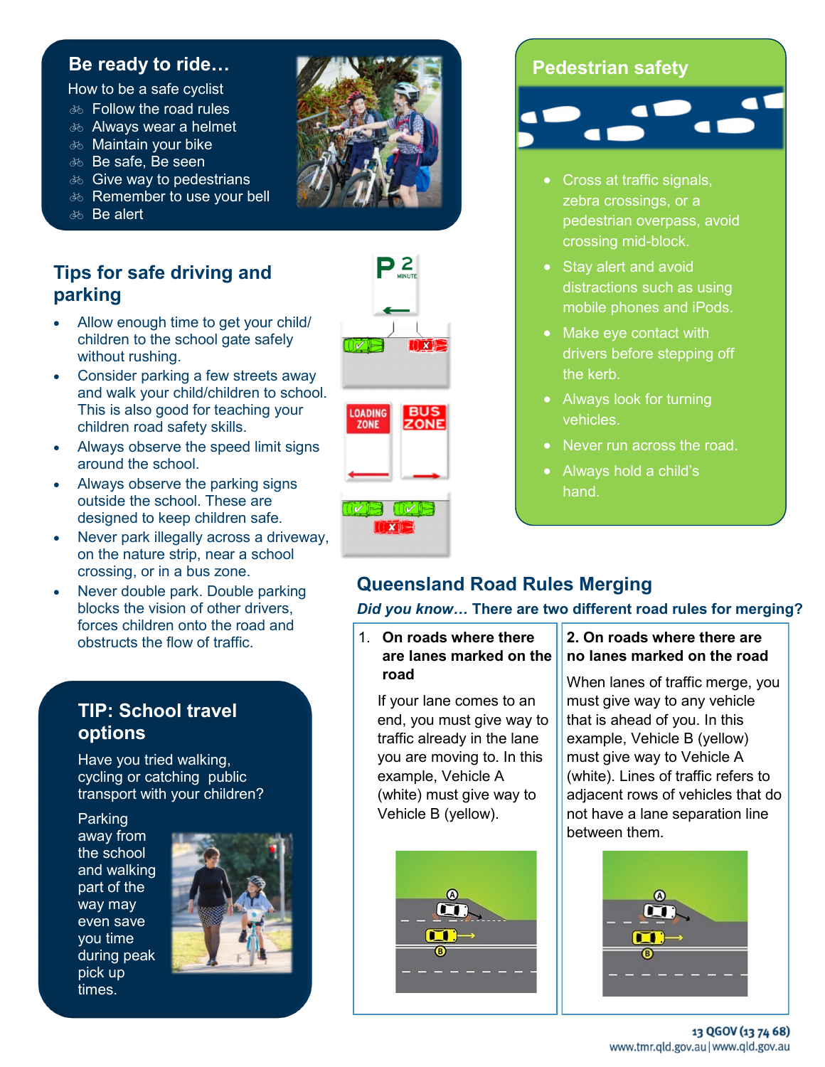## Be ready to ride…

How to be a safe cyclist

- Follow the road rules
- Always wear a helmet
- Maintain your bike
- Be safe, Be seen
- Give way to pedestrians
- Remember to use your bell
- Be alert

## Tips for safe driving and parking

- Allow enough time to get your child/ children to the school gate safely without rushing.
- Consider parking a few streets away and walk your child/children to school. This is also good for teaching your children road safety skills.
- Always observe the speed limit signs around the school.
- Always observe the parking signs outside the school. These are designed to keep children safe.
- Never park illegally across a driveway, on the nature strip, near a school crossing, or in a bus zone.
- Never double park. Double parking blocks the vision of other drivers, forces children onto the road and obstructs the flow of traffic.

P 2 MINUTE

LOADING ZONE

BUS ZONE

## TIP: School travel options

Have you tried walking, cycling or catching public transport with your children?

Parking away from the school and walking part of the way may even save you time during peak pick up times.

## Pedestrian safety

- Cross at traffic signals, zebra crossings, or a pedestrian overpass, avoid crossing mid-block.
- Stay alert and avoid distractions such as using mobile phones and iPods.
- Make eye contact with drivers before stepping off the kerb.
- Always look for turning vehicles.
- Never run across the road.
- Always hold a child's hand.

## Queensland Road Rules Merging

***Did you know…*** **There are two different road rules for merging?**

| 1. On roads where there are lanes marked on the road | 2. On roads where there are no lanes marked on the road |
|---|---|
| If your lane comes to an end, you must give way to traffic already in the lane you are moving to. In this example, Vehicle A (white) must give way to Vehicle B (yellow). | When lanes of traffic merge, you must give way to any vehicle that is ahead of you. In this example, Vehicle B (yellow) must give way to Vehicle A (white). Lines of traffic refers to adjacent rows of vehicles that do not have a lane separation line between them. |

13 QGOV (13 74 68)
www.tmr.qld.gov.au | www.qld.gov.au